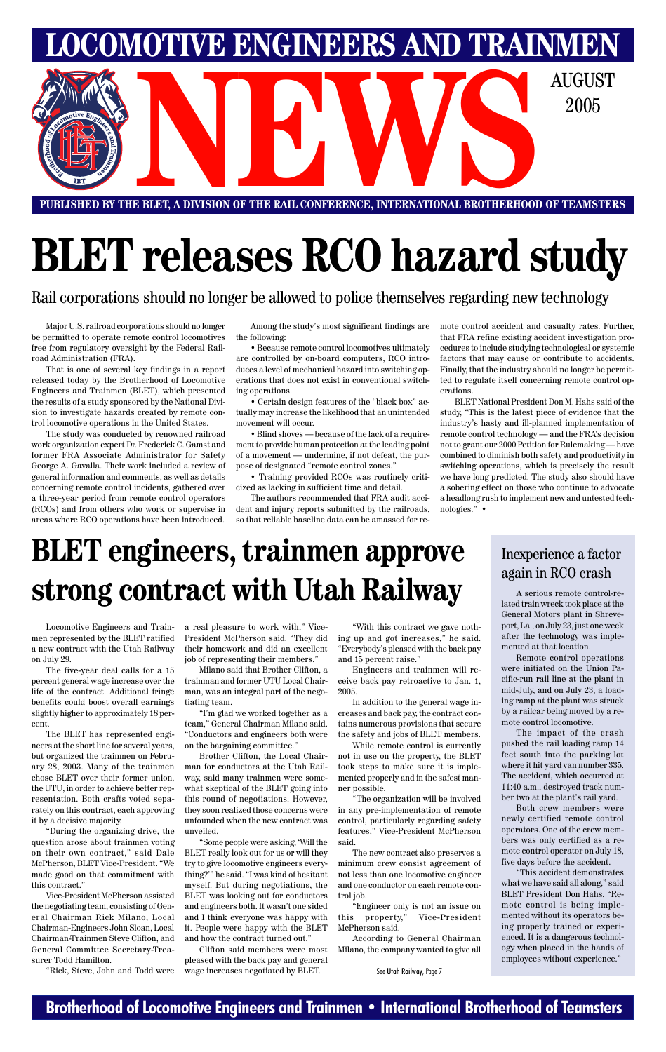# LOCOMOTIVE ENGINEERS AND TRAINMEN NEWS

AUGUST 2005

**PUBLISHED BY THE BLET, A DIVISION OF THE RAIL CONFERENCE, INTERNATIONAL BROTHERHOOD OF TEAMSTERS**

# BLET releases RCO hazard study

## Rail corporations should no longer be allowed to police themselves regarding new technology

Major U.S. railroad corporations should no longer be permitted to operate remote control locomotives free from regulatory oversight by the Federal Railroad Administration (FRA).

That is one of several key findings in a report released today by the Brotherhood of Locomotive Engineers and Trainmen (BLET), which presented the results of a study sponsored by the National Division to investigate hazards created by remote control locomotive operations in the United States.

The study was conducted by renowned railroad work organization expert Dr. Frederick C. Gamst and former FRA Associate Administrator for Safety George A. Gavalla. Their work included a review of general information and comments, as well as details concerning remote control incidents, gathered over a three-year period from remote control operators (RCOs) and from others who work or supervise in areas where RCO operations have been introduced.

Among the study's most significant findings are the following:

• Because remote control locomotives ultimately are controlled by on-board computers, RCO introduces a level of mechanical hazard into switching operations that does not exist in conventional switching operations.

• Certain design features of the "black box" actually may increase the likelihood that an unintended movement will occur.

• Blind shoves — because of the lack of a requirement to provide human protection at the leading point of a movement — undermine, if not defeat, the purpose of designated "remote control zones."

• Training provided RCOs was routinely criticized as lacking in sufficient time and detail.

The authors recommended that FRA audit accident and injury reports submitted by the railroads, so that reliable baseline data can be amassed for remote control accident and casualty rates. Further, that FRA refine existing accident investigation procedures to include studying technological or systemic factors that may cause or contribute to accidents. Finally, that the industry should no longer be permitted to regulate itself concerning remote control operations.

BLET National President Don M. Hahs said of the study, "This is the latest piece of evidence that the industry's hasty and ill-planned implementation of remote control technology — and the FRA's decision not to grant our 2000 Petition for Rulemaking — have combined to diminish both safety and productivity in switching operations, which is precisely the result we have long predicted. The study also should have a sobering effect on those who continue to advocate a headlong rush to implement new and untested technologies." •

# BLET engineers, trainmen approve strong contract with Utah Railway

Locomotive Engineers and Trainmen represented by the BLET ratified a new contract with the Utah Railway on July 29.

The five-year deal calls for a 15 percent general wage increase over the life of the contract. Additional fringe benefits could boost overall earnings slightly higher to approximately 18 percent.

The BLET has represented engineers at the short line for several years, but organized the trainmen on February 28, 2003. Many of the trainmen chose BLET over their former union, the UTU, in order to achieve better representation. Both crafts voted separately on this contract, each approving it by a decisive majority.

"During the organizing drive, the question arose about trainmen voting on their own contract," said Dale McPherson, BLET Vice-President. "We made good on that commitment with this contract."

Vice-President McPherson assisted the negotiating team, consisting of General Chairman Rick Milano, Local Chairman-Engineers John Sloan, Local Chairman-Trainmen Steve Clifton, and General Committee Secretary-Treasurer Todd Hamilton.

"Rick, Steve, John and Todd were a real pleasure to work with," Vice-President McPherson said. "They did their homework and did an excellent job of representing their members."

Milano said that Brother Clifton, a trainman and former UTU Local Chairman, was an integral part of the negotiating team.

"I'm glad we worked together as a team," General Chairman Milano said. "Conductors and engineers both were on the bargaining committee."

Brother Clifton, the Local Chairman for conductors at the Utah Railway, said many trainmen were somewhat skeptical of the BLET going into this round of negotiations. However, they soon realized those concerns were unfounded when the new contract was unveiled.

"Some people were asking, 'Will the BLET really look out for us or will they try to give locomotive engineers everything?'" he said. "I was kind of hesitant myself. But during negotiations, the BLET was looking out for conductors and engineers both. It wasn't one sided and I think everyone was happy with it. People were happy with the BLET and how the contract turned out."

Clifton said members were most pleased with the back pay and general wage increases negotiated by BLET.

"With this contract we gave nothing up and got increases," he said. "Everybody's pleased with the back pay and 15 percent raise."

Engineers and trainmen will receive back pay retroactive to Jan. 1, 2005.

In addition to the general wage increases and back pay, the contract contains numerous provisions that secure the safety and jobs of BLET members.

While remote control is currently not in use on the property, the BLET took steps to make sure it is implemented properly and in the safest manner possible.

"The organization will be involved in any pre-implementation of remote control, particularly regarding safety features," Vice-President McPherson said.

The new contract also preserves a minimum crew consist agreement of not less than one locomotive engineer and one conductor on each remote control job.

"Engineer only is not an issue on this property," Vice-President McPherson said.

According to General Chairman Milano, the company wanted to give all

See Utah Railway, Page 7

## Inexperience a factor again in RCO crash

A serious remote control-related train wreck took place at the General Motors plant in Shreveport, La., on July 23, just one week after the technology was implemented at that location.

Remote control operations were initiated on the Union Pacific-run rail line at the plant in mid-July, and on July 23, a loading ramp at the plant was struck by a railcar being moved by a remote control locomotive.

The impact of the crash pushed the rail loading ramp 14 feet south into the parking lot where it hit yard van number 335. The accident, which occurred at 11:40 a.m., destroyed track number two at the plant's rail yard.

Both crew members were newly certified remote control operators. One of the crew members was only certified as a remote control operator on July 18, five days before the accident.

"This accident demonstrates what we have said all along," said BLET President Don Hahs. "Remote control is being implemented without its operators being properly trained or experienced. It is a dangerous technology when placed in the hands of employees without experience."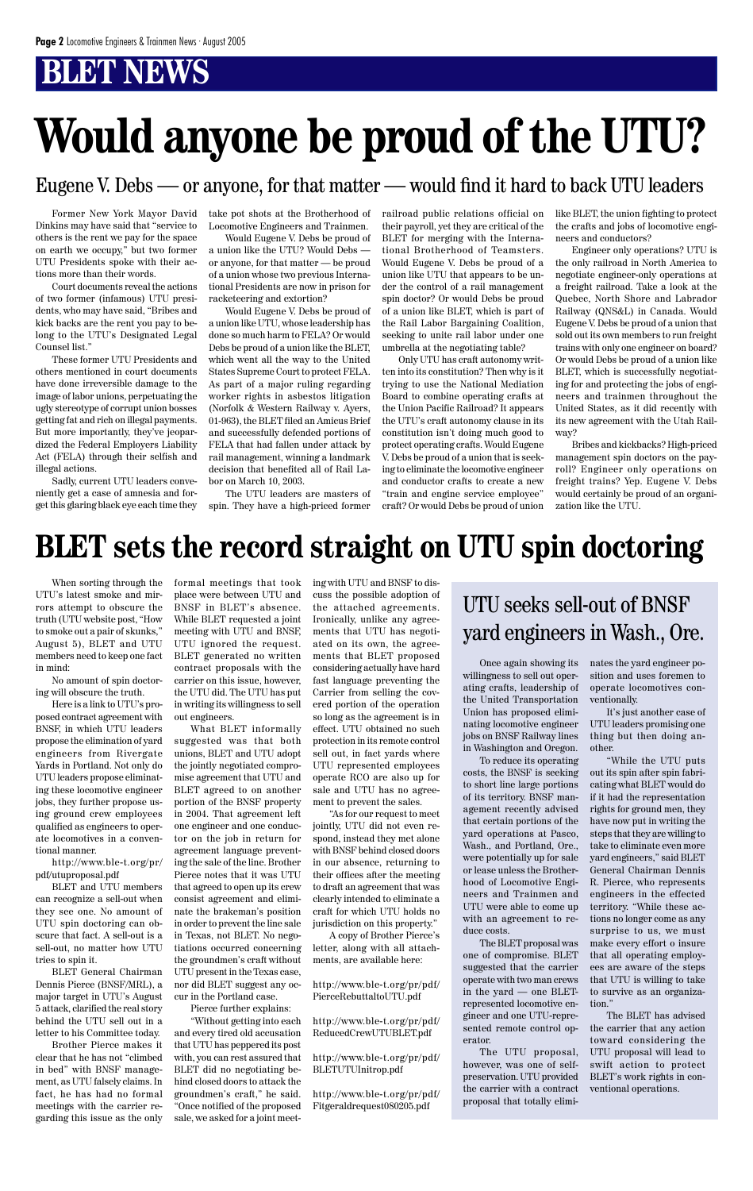# BLET NEWS

# Would anyone be proud of the UTU?

## Eugene V. Debs — or anyone, for that matter — would find it hard to back UTU leaders

Former New York Mayor David Dinkins may have said that "service to others is the rent we pay for the space on earth we occupy," but two former UTU Presidents spoke with their actions more than their words.

Court documents reveal the actions of two former (infamous) UTU presidents, who may have said, "Bribes and kick backs are the rent you pay to belong to the UTU's Designated Legal Counsel list."

These former UTU Presidents and others mentioned in court documents have done irreversible damage to the image of labor unions, perpetuating the ugly stereotype of corrupt union bosses getting fat and rich on illegal payments. But more importantly, they've jeopardized the Federal Employers Liability Act (FELA) through their selfish and illegal actions.

Sadly, current UTU leaders conveniently get a case of amnesia and forget this glaring black eye each time they take pot shots at the Brotherhood of Locomotive Engineers and Trainmen.

Would Eugene V. Debs be proud of a union like the UTU? Would Debs — or anyone, for that matter — be proud of a union whose two previous International Presidents are now in prison for racketeering and extortion?

Would Eugene V. Debs be proud of a union like UTU, whose leadership has done so much harm to FELA? Or would Debs be proud of a union like the BLET, which went all the way to the United States Supreme Court to protect FELA. As part of a major ruling regarding worker rights in asbestos litigation (Norfolk & Western Railway v. Ayers, 01-963), the BLET filed an Amicus Brief and successfully defended portions of FELA that had fallen under attack by rail management, winning a landmark decision that benefited all of Rail Labor on March 10, 2003.

The UTU leaders are masters of spin. They have a high-priced former railroad public relations official on their payroll, yet they are critical of the BLET for merging with the International Brotherhood of Teamsters. Would Eugene V. Debs be proud of a union like UTU that appears to be under the control of a rail management spin doctor? Or would Debs be proud of a union like BLET, which is part of the Rail Labor Bargaining Coalition, seeking to unite rail labor under one umbrella at the negotiating table?

Only UTU has craft autonomy written into its constitution? Then why is it trying to use the National Mediation Board to combine operating crafts at the Union Pacific Railroad? It appears the UTU's craft autonomy clause in its constitution isn't doing much good to protect operating crafts. Would Eugene V. Debs be proud of a union that is seeking to eliminate the locomotive engineer and conductor crafts to create a new "train and engine service employee" craft? Or would Debs be proud of union like BLET, the union fighting to protect the crafts and jobs of locomotive engineers and conductors?

Engineer only operations? UTU is the only railroad in North America to negotiate engineer-only operations at a freight railroad. Take a look at the Quebec, North Shore and Labrador Railway (QNS&L) in Canada. Would Eugene V. Debs be proud of a union that sold out its own members to run freight trains with only one engineer on board? Or would Debs be proud of a union like BLET, which is successfully negotiating for and protecting the jobs of engineers and trainmen throughout the United States, as it did recently with its new agreement with the Utah Railway?

Bribes and kickbacks? High-priced management spin doctors on the payroll? Engineer only operations on freight trains? Yep. Eugene V. Debs would certainly be proud of an organization like the UTU.

# BLET sets the record straight on UTU spin doctoring

When sorting through the UTU's latest smoke and mirrors attempt to obscure the truth (UTU website post, "How to smoke out a pair of skunks," August 5), BLET and UTU members need to keep one fact in mind:

No amount of spin doctoring will obscure the truth.

Here is a link to UTU's proposed contract agreement with BNSF, in which UTU leaders propose the elimination of yard engineers from Rivergate Yards in Portland. Not only do UTU leaders propose eliminating these locomotive engineer jobs, they further propose using ground crew employees qualified as engineers to operate locomotives in a conventional manner.

http://www.ble-t.org/pr/pdf/utuproposal.pdf

BLET and UTU members can recognize a sell-out when they see one. No amount of UTU spin doctoring can obscure that fact. A sell-out is a sell-out, no matter how UTU tries to spin it.

BLET General Chairman Dennis Pierce (BNSF/MRL), a major target in UTU's August 5 attack, clarified the real story behind the UTU sell out in a letter to his Committee today.

Brother Pierce makes it clear that he has not "climbed in bed" with BNSF management, as UTU falsely claims. In fact, he has had no formal meetings with the carrier regarding this issue as the only formal meetings that took place were between UTU and BNSF in BLET's absence. While BLET requested a joint meeting with UTU and BNSF, UTU ignored the request. BLET generated no written contract proposals with the carrier on this issue, however, the UTU did. The UTU has put in writing its willingness to sell out engineers.

What BLET informally suggested was that both unions, BLET and UTU adopt the jointly negotiated compromise agreement that UTU and BLET agreed to on another portion of the BNSF property in 2004. That agreement left one engineer and one conductor on the job in return for agreement language preventing the sale of the line. Brother Pierce notes that it was UTU that agreed to open up its crew consist agreement and eliminate the brakeman's position in order to prevent the line sale in Texas, not BLET. No negotiations occurred concerning the groundmen's craft without UTU present in the Texas case, nor did BLET suggest any occur in the Portland case.

Pierce further explains:

"Without getting into each and every tired old accusation that UTU has peppered its post with, you can rest assured that BLET did no negotiating behind closed doors to attack the groundmen's craft," he said. "Once notified of the proposed sale, we asked for a joint meeting with UTU and BNSF to discuss the possible adoption of the attached agreements. Ironically, unlike any agreements that UTU has negotiated on its own, the agreements that BLET proposed considering actually have hard fast language preventing the Carrier from selling the covered portion of the operation so long as the agreement is in effect. UTU obtained no such protection in its remote control sell out, in fact yards where UTU represented employees operate RCO are also up for sale and UTU has no agreement to prevent the sales.

"As for our request to meet jointly, UTU did not even respond, instead they met alone with BNSF behind closed doors in our absence, returning to their offices after the meeting to draft an agreement that was clearly intended to eliminate a craft for which UTU holds no jurisdiction on this property."

A copy of Brother Pierce's letter, along with all attachments, are available here:

http://www.ble-t.org/pr/pdf/PierceRebuttaltoUTU.pdf

http://www.ble-t.org/pr/pdf/ReducedCrewUTUBLET.pdf

http://www.ble-t.org/pr/pdf/BLETUTUnitrop.pdf

http://www.ble-t.org/pr/pdf/Fitgeraldrequest080205.pdf

## UTU seeks sell-out of BNSF yard engineers in Wash., Ore.

Once again showing its willingness to sell out operating crafts, leadership of the United Transportation Union has proposed eliminating locomotive engineer jobs on BNSF Railway lines in Washington and Oregon.

To reduce its operating costs, the BNSF is seeking to short line large portions of its territory. BNSF management recently advised that certain portions of the yard operations at Pasco, Wash., and Portland, Ore., were potentially up for sale or lease unless the Brotherhood of Locomotive Engineers and Trainmen and UTU were able to come up with an agreement to reduce costs.

The BLET proposal was one of compromise. BLET suggested that the carrier operate with two man crews in the yard — one BLET-represented locomotive engineer and one UTU-represented remote control operator.

The UTU proposal, however, was one of self-preservation. UTU provided the carrier with a contract proposal that totally eliminates the yard engineer position and uses foremen to operate locomotives conventionally.

It's just another case of UTU leaders promising one thing but then doing another.

"While the UTU puts out its spin after spin fabricating what BLET would do if it had the representation rights for ground men, they have now put in writing the steps that they are willing to take to eliminate even more yard engineers," said BLET General Chairman Dennis R. Pierce, who represents engineers in the effected territory. "While these actions no longer come as any surprise to us, we must make every effort o insure that all operating employees are aware of the steps that UTU is willing to take to survive as an organization."

The BLET has advised the carrier that any action toward considering the UTU proposal will lead to swift action to protect BLET's work rights in conventional operations.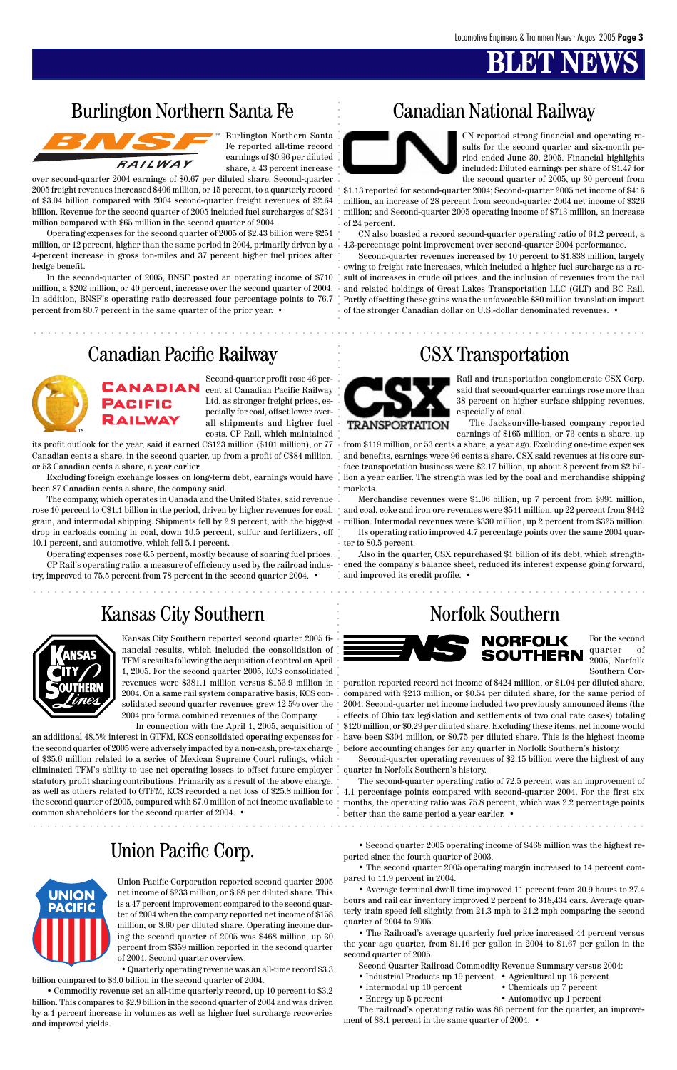# BLET NEWS

## Burlington Northern Santa Fe

Burlington Northern Santa Fe reported all-time record earnings of $0.96 per diluted share, a 43 percent increase over second-quarter 2004 earnings of $0.67 per diluted share. Second-quarter 2005 freight revenues increased $406 million, or 15 percent, to a quarterly record of $3.04 billion compared with 2004 second-quarter freight revenues of $2.64 billion. Revenue for the second quarter of 2005 included fuel surcharges of $234 million compared with $65 million in the second quarter of 2004.

Operating expenses for the second quarter of 2005 of $2.43 billion were $251 million, or 12 percent, higher than the same period in 2004, primarily driven by a 4-percent increase in gross ton-miles and 37 percent higher fuel prices after hedge benefit.

In the second-quarter of 2005, BNSF posted an operating income of $710 million, a $202 million, or 40 percent, increase over the second quarter of 2004. In addition, BNSF's operating ratio decreased four percentage points to 76.7 percent from 80.7 percent in the same quarter of the prior year. •

## Canadian National Railway

CN reported strong financial and operating results for the second quarter and six-month period ended June 30, 2005. Financial highlights included: Diluted earnings per share of $1.47 for the second quarter of 2005, up 30 percent from $1.13 reported for second-quarter 2004; Second-quarter 2005 net income of $416 million, an increase of 28 percent from second-quarter 2004 net income of $326 million; and Second-quarter 2005 operating income of $713 million, an increase of 24 percent.

CN also boasted a record second-quarter operating ratio of 61.2 percent, a 4.3-percentage point improvement over second-quarter 2004 performance.

Second-quarter revenues increased by 10 percent to $1,838 million, largely owing to freight rate increases, which included a higher fuel surcharge as a result of increases in crude oil prices, and the inclusion of revenues from the rail and related holdings of Great Lakes Transportation LLC (GLT) and BC Rail. Partly offsetting these gains was the unfavorable $80 million translation impact of the stronger Canadian dollar on U.S.-dollar denominated revenues. •

## Canadian Pacific Railway

Second-quarter profit rose 46 percent at Canadian Pacific Railway Ltd. as stronger freight prices, especially for coal, offset lower overall shipments and higher fuel costs. CP Rail, which maintained its profit outlook for the year, said it earned C$123 million ($101 million), or 77 Canadian cents a share, in the second quarter, up from a profit of C$84 million, or 53 Canadian cents a share, a year earlier.

Excluding foreign exchange losses on long-term debt, earnings would have been 87 Canadian cents a share, the company said.

The company, which operates in Canada and the United States, said revenue rose 10 percent to C$1.1 billion in the period, driven by higher revenues for coal, grain, and intermodal shipping. Shipments fell by 2.9 percent, with the biggest drop in carloads coming in coal, down 10.5 percent, sulfur and fertilizers, off 10.1 percent, and automotive, which fell 5.1 percent.

Operating expenses rose 6.5 percent, mostly because of soaring fuel prices. CP Rail's operating ratio, a measure of efficiency used by the railroad industry, improved to 75.5 percent from 78 percent in the second quarter 2004. •

## CSX Transportation

Rail and transportation conglomerate CSX Corp. said that second-quarter earnings rose more than 38 percent on higher surface shipping revenues, especially of coal.

The Jacksonville-based company reported earnings of $165 million, or 73 cents a share, up from $119 million, or 53 cents a share, a year ago. Excluding one-time expenses and benefits, earnings were 96 cents a share. CSX said revenues at its core surface transportation business were $2.17 billion, up about 8 percent from $2 billion a year earlier. The strength was led by the coal and merchandise shipping markets.

Merchandise revenues were $1.06 billion, up 7 percent from $991 million, and coal, coke and iron ore revenues were $541 million, up 22 percent from $442 million. Intermodal revenues were $330 million, up 2 percent from $325 million.

Its operating ratio improved 4.7 percentage points over the same 2004 quarter to 80.5 percent.

Also in the quarter, CSX repurchased $1 billion of its debt, which strengthened the company's balance sheet, reduced its interest expense going forward, and improved its credit profile. •

## Kansas City Southern

Kansas City Southern reported second quarter 2005 financial results, which included the consolidation of TFM's results following the acquisition of control on April 1, 2005. For the second quarter 2005, KCS consolidated revenues were $381.1 million versus $153.9 million in 2004. On a same rail system comparative basis, KCS consolidated second quarter revenues grew 12.5% over the 2004 pro forma combined revenues of the Company.

In connection with the April 1, 2005, acquisition of an additional 48.5% interest in GTFM, KCS consolidated operating expenses for the second quarter of 2005 were adversely impacted by a non-cash, pre-tax charge of $35.6 million related to a series of Mexican Supreme Court rulings, which eliminated TFM's ability to use net operating losses to offset future employer statutory profit sharing contributions. Primarily as a result of the above charge, as well as others related to GTFM, KCS recorded a net loss of $25.8 million for the second quarter of 2005, compared with $7.0 million of net income available to common shareholders for the second quarter of 2004. •

## Norfolk Southern

For the second quarter of 2005, Norfolk Southern Corporation reported record net income of $424 million, or $1.04 per diluted share, compared with $213 million, or $0.54 per diluted share, for the same period of 2004. Second-quarter net income included two previously announced items (the effects of Ohio tax legislation and settlements of two coal rate cases) totaling $120 million, or $0.29 per diluted share. Excluding these items, net income would have been $304 million, or $0.75 per diluted share. This is the highest income before accounting changes for any quarter in Norfolk Southern's history.

Second-quarter operating revenues of $2.15 billion were the highest of any quarter in Norfolk Southern's history.

The second-quarter operating ratio of 72.5 percent was an improvement of 4.1 percentage points compared with second-quarter 2004. For the first six months, the operating ratio was 75.8 percent, which was 2.2 percentage points better than the same period a year earlier. •

## Union Pacific Corp.

Union Pacific Corporation reported second quarter 2005 net income of $233 million, or $.88 per diluted share. This is a 47 percent improvement compared to the second quarter of 2004 when the company reported net income of $158 million, or $.60 per diluted share. Operating income during the second quarter of 2005 was $468 million, up 30 percent from $359 million reported in the second quarter of 2004. Second quarter overview:

• Quarterly operating revenue was an all-time record $3.3 billion compared to $3.0 billion in the second quarter of 2004.

• Commodity revenue set an all-time quarterly record, up 10 percent to $3.2 billion. This compares to $2.9 billion in the second quarter of 2004 and was driven by a 1 percent increase in volumes as well as higher fuel surcharge recoveries and improved yields.

• Second quarter 2005 operating income of $468 million was the highest reported since the fourth quarter of 2003.

• The second quarter 2005 operating margin increased to 14 percent compared to 11.9 percent in 2004.

• Average terminal dwell time improved 11 percent from 30.9 hours to 27.4 hours and rail car inventory improved 2 percent to 318,434 cars. Average quarterly train speed fell slightly, from 21.3 mph to 21.2 mph comparing the second quarter of 2004 to 2005.

• The Railroad's average quarterly fuel price increased 44 percent versus the year ago quarter, from $1.16 per gallon in 2004 to $1.67 per gallon in the second quarter of 2005.

Second Quarter Railroad Commodity Revenue Summary versus 2004:

- Industrial Products up 19 percent
- Agricultural up 16 percent
- Intermodal up 10 percent
- Chemicals up 7 percent
- Energy up 5 percent
- Automotive up 1 percent

The railroad's operating ratio was 86 percent for the quarter, an improvement of 88.1 percent in the same quarter of 2004. •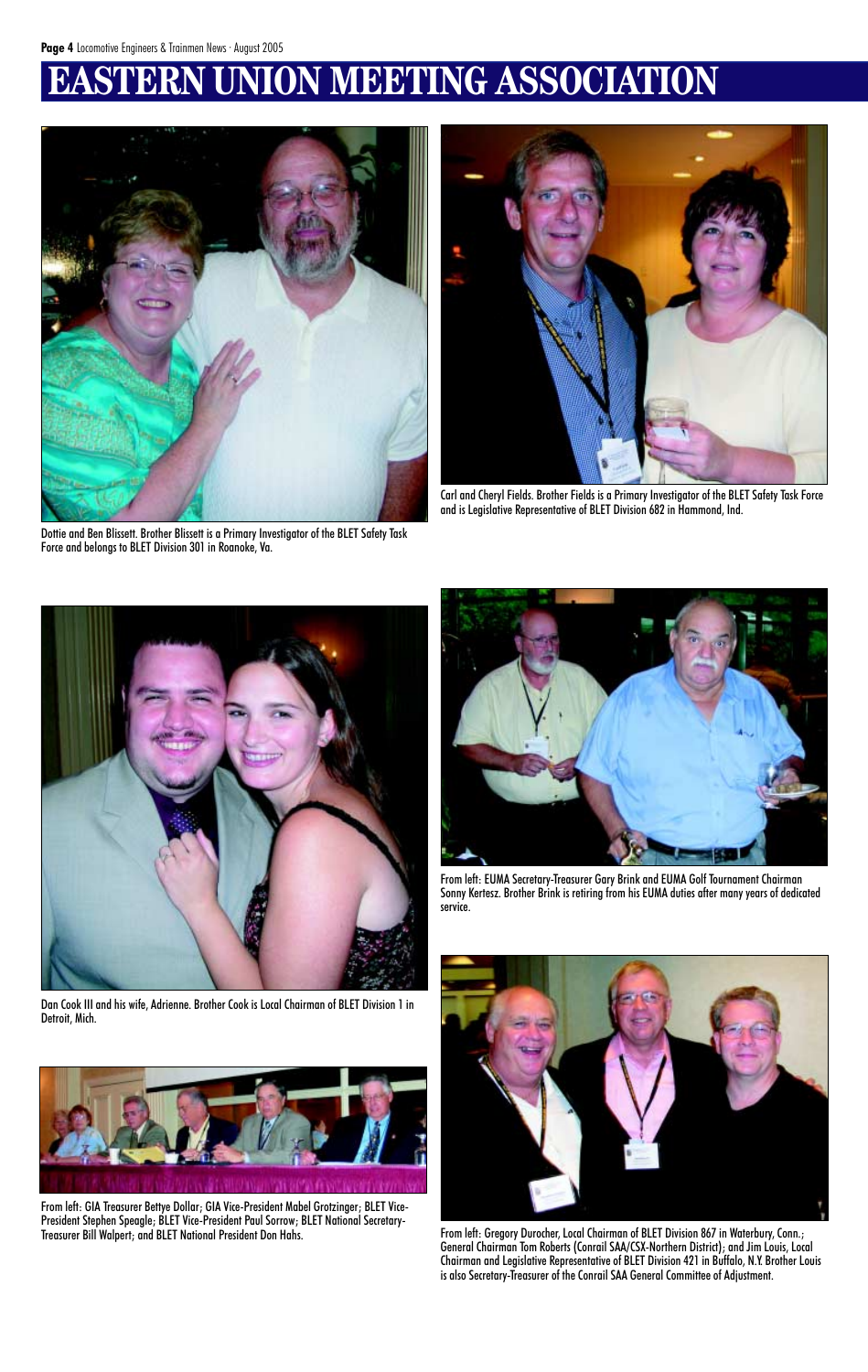# EASTERN UNION MEETING ASSOCIATION

Dottie and Ben Blissett. Brother Blissett is a Primary Investigator of the BLET Safety Task Force and belongs to BLET Division 301 in Roanoke, Va.

Carl and Cheryl Fields. Brother Fields is a Primary Investigator of the BLET Safety Task Force and is Legislative Representative of BLET Division 682 in Hammond, Ind.

Dan Cook III and his wife, Adrienne. Brother Cook is Local Chairman of BLET Division 1 in Detroit, Mich.

From left: EUMA Secretary-Treasurer Gary Brink and EUMA Golf Tournament Chairman Sonny Kertesz. Brother Brink is retiring from his EUMA duties after many years of dedicated service.

From left: GIA Treasurer Bettye Dollar; GIA Vice-President Mabel Grotzinger; BLET Vice-President Stephen Speagle; BLET Vice-President Paul Sorrow; BLET National Secretary-Treasurer Bill Walpert; and BLET National President Don Hahs.

From left: Gregory Durocher, Local Chairman of BLET Division 867 in Waterbury, Conn.; General Chairman Tom Roberts (Conrail SAA/CSX-Northern District); and Jim Louis, Local Chairman and Legislative Representative of BLET Division 421 in Buffalo, N.Y. Brother Louis is also Secretary-Treasurer of the Conrail SAA General Committee of Adjustment.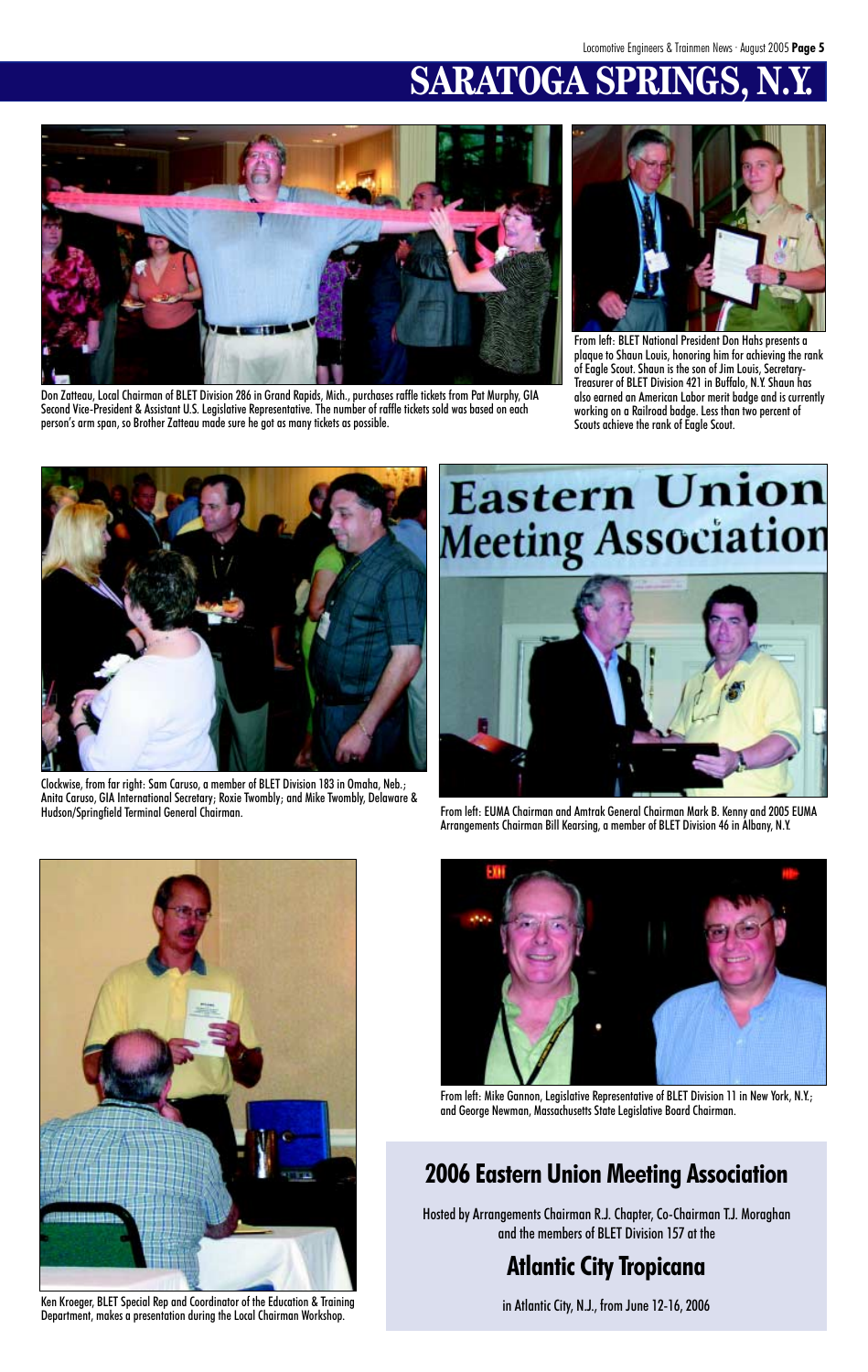# SARATOGA SPRINGS, N.Y.

Don Zatteau, Local Chairman of BLET Division 286 in Grand Rapids, Mich., purchases raffle tickets from Pat Murphy, GIA Second Vice-President & Assistant U.S. Legislative Representative. The number of raffle tickets sold was based on each person's arm span, so Brother Zatteau made sure he got as many tickets as possible.

From left: BLET National President Don Hahs presents a plaque to Shaun Louis, honoring him for achieving the rank of Eagle Scout. Shaun is the son of Jim Louis, Secretary-Treasurer of BLET Division 421 in Buffalo, N.Y. Shaun has also earned an American Labor merit badge and is currently working on a Railroad badge. Less than two percent of Scouts achieve the rank of Eagle Scout.

Clockwise, from far right: Sam Caruso, a member of BLET Division 183 in Omaha, Neb.; Anita Caruso, GIA International Secretary; Roxie Twombly; and Mike Twombly, Delaware & Hudson/Springfield Terminal General Chairman.

From left: EUMA Chairman and Amtrak General Chairman Mark B. Kenny and 2005 EUMA Arrangements Chairman Bill Kearsing, a member of BLET Division 46 in Albany, N.Y.

Ken Kroeger, BLET Special Rep and Coordinator of the Education & Training Department, makes a presentation during the Local Chairman Workshop.

From left: Mike Gannon, Legislative Representative of BLET Division 11 in New York, N.Y.; and George Newman, Massachusetts State Legislative Board Chairman.

## 2006 Eastern Union Meeting Association

Hosted by Arrangements Chairman R.J. Chapter, Co-Chairman T.J. Moraghan and the members of BLET Division 157 at the

## Atlantic City Tropicana

in Atlantic City, N.J., from June 12-16, 2006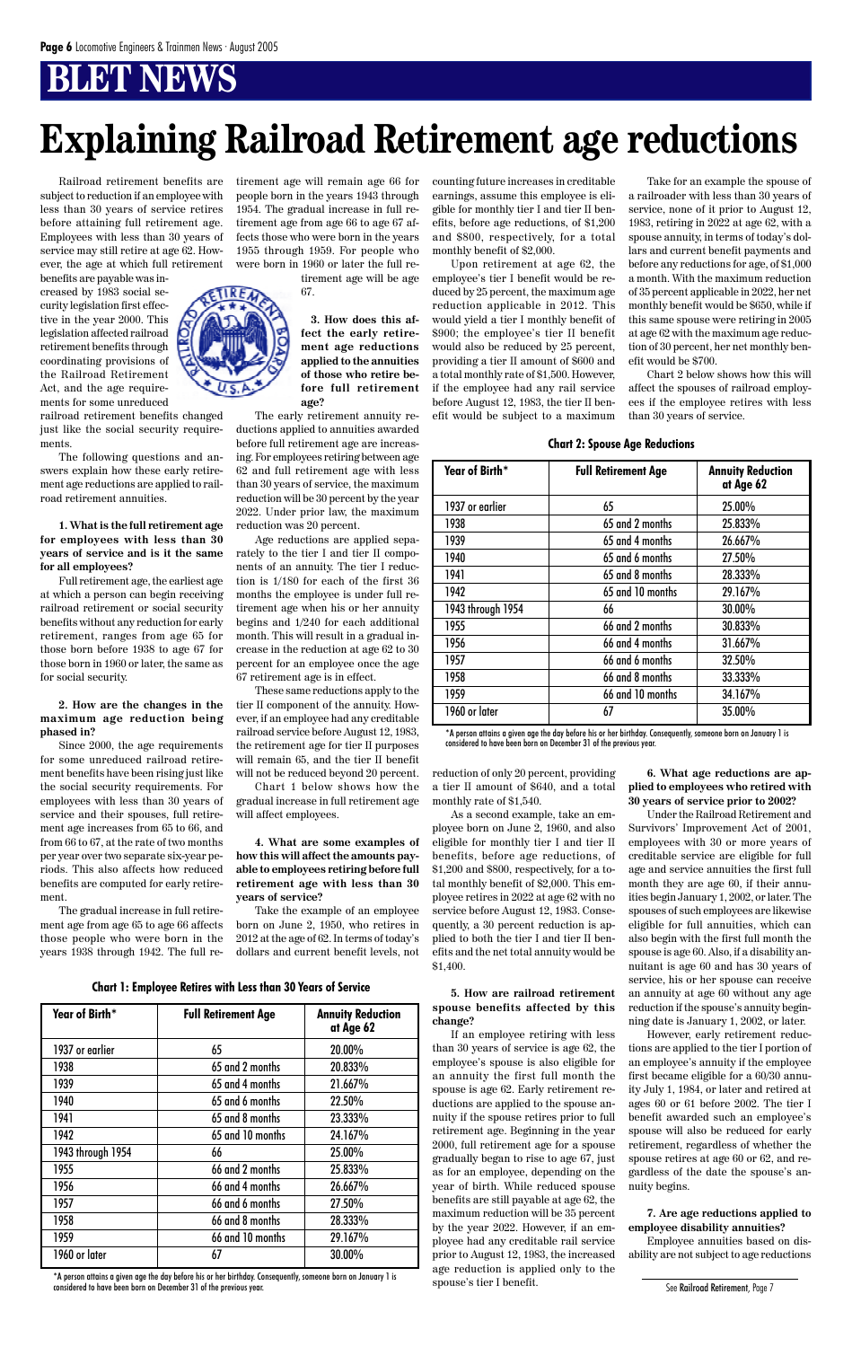# BLET NEWS

# Explaining Railroad Retirement age reductions

Railroad retirement benefits are subject to reduction if an employee with less than 30 years of service retires before attaining full retirement age. Employees with less than 30 years of service may still retire at age 62. However, the age at which full retirement benefits are payable was increased by 1983 social security legislation first effective in the year 2000. This legislation affected railroad retirement benefits through coordinating provisions of the Railroad Retirement Act, and the age requirements for some unreduced railroad retirement benefits changed just like the social security requirements.

The following questions and answers explain how these early retirement age reductions are applied to railroad retirement annuities.

**1. What is the full retirement age for employees with less than 30 years of service and is it the same for all employees?**

Full retirement age, the earliest age at which a person can begin receiving railroad retirement or social security benefits without any reduction for early retirement, ranges from age 65 for those born before 1938 to age 67 for those born in 1960 or later, the same as for social security.

**2. How are the changes in the maximum age reduction being phased in?**

Since 2000, the age requirements for some unreduced railroad retirement benefits have been rising just like the social security requirements. For employees with less than 30 years of service and their spouses, full retirement age increases from 65 to 66, and from 66 to 67, at the rate of two months per year over two separate six-year periods. This also affects how reduced benefits are computed for early retirement.

The gradual increase in full retirement age from age 65 to age 66 affects those people who were born in the years 1938 through 1942. The full retirement age will remain age 66 for people born in the years 1943 through 1954. The gradual increase in full retirement age from age 66 to age 67 affects those who were born in the years 1955 through 1959. For people who were born in 1960 or later the full retirement age will be age 67.

**3. How does this affect the early retirement age reductions applied to the annuities of those who retire before full retirement age?**

The early retirement annuity reductions applied to annuities awarded before full retirement age are increasing. For employees retiring between age 62 and full retirement age with less than 30 years of service, the maximum reduction will be 30 percent by the year 2022. Under prior law, the maximum reduction was 20 percent.

Age reductions are applied separately to the tier I and tier II components of an annuity. The tier I reduction is 1/180 for each of the first 36 months the employee is under full retirement age when his or her annuity begins and 1/240 for each additional month. This will result in a gradual increase in the reduction at age 62 to 30 percent for an employee once the age 67 retirement age is in effect.

These same reductions apply to the tier II component of the annuity. However, if an employee had any creditable railroad service before August 12, 1983, the retirement age for tier II purposes will remain 65, and the tier II benefit will not be reduced beyond 20 percent.

Chart 1 below shows how the gradual increase in full retirement age will affect employees.

**4. What are some examples of how this will affect the amounts payable to employees retiring before full retirement age with less than 30 years of service?**

Take the example of an employee born on June 2, 1950, who retires in 2012 at the age of 62. In terms of today's dollars and current benefit levels, not counting future increases in creditable earnings, assume this employee is eligible for monthly tier I and tier II benefits, before age reductions, of $1,200 and $800, respectively, for a total monthly benefit of $2,000.

Upon retirement at age 62, the employee's tier I benefit would be reduced by 25 percent, the maximum age reduction applicable in 2012. This would yield a tier I monthly benefit of $900; the employee's tier II benefit would also be reduced by 25 percent, providing a tier II amount of $600 and a total monthly rate of $1,500. However, if the employee had any rail service before August 12, 1983, the tier II benefit would be subject to a maximum reduction of only 20 percent, providing a tier II amount of $640, and a total monthly rate of $1,540.

As a second example, take an employee born on June 2, 1960, and also eligible for monthly tier I and tier II benefits, before age reductions, of $1,200 and $800, respectively, for a total monthly benefit of $2,000. This employee retires in 2022 at age 62 with no service before August 12, 1983. Consequently, a 30 percent reduction is applied to both the tier I and tier II benefits and the net total annuity would be $1,400.

**Chart 1: Employee Retires with Less than 30 Years of Service**

| Year of Birth* | Full Retirement Age | Annuity Reduction at Age 62 |
|---|---|---|
| 1937 or earlier | 65 | 20.00% |
| 1938 | 65 and 2 months | 20.833% |
| 1939 | 65 and 4 months | 21.667% |
| 1940 | 65 and 6 months | 22.50% |
| 1941 | 65 and 8 months | 23.333% |
| 1942 | 65 and 10 months | 24.167% |
| 1943 through 1954 | 66 | 25.00% |
| 1955 | 66 and 2 months | 25.833% |
| 1956 | 66 and 4 months | 26.667% |
| 1957 | 66 and 6 months | 27.50% |
| 1958 | 66 and 8 months | 28.333% |
| 1959 | 66 and 10 months | 29.167% |
| 1960 or later | 67 | 30.00% |

*A person attains a given age the day before his or her birthday. Consequently, someone born on January 1 is considered to have been born on December 31 of the previous year.

**5. How are railroad retirement spouse benefits affected by this change?**

If an employee retiring with less than 30 years of service is age 62, the employee's spouse is also eligible for an annuity the first full month the spouse is age 62. Early retirement reductions are applied to the spouse annuity if the spouse retires prior to full retirement age. Beginning in the year 2000, full retirement age for a spouse gradually began to rise to age 67, just as for an employee, depending on the year of birth. While reduced spouse benefits are still payable at age 62, the maximum reduction will be 35 percent by the year 2022. However, if an employee had any creditable rail service prior to August 12, 1983, the increased age reduction is applied only to the spouse's tier I benefit.

Take for an example the spouse of a railroader with less than 30 years of service, none of it prior to August 12, 1983, retiring in 2022 at age 62, with a spouse annuity, in terms of today's dollars and current benefit payments and before any reductions for age, of $1,000 a month. With the maximum reduction of 35 percent applicable in 2022, her net monthly benefit would be $650, while if this same spouse were retiring in 2005 at age 62 with the maximum age reduction of 30 percent, her net monthly benefit would be $700.

Chart 2 below shows how this will affect the spouses of railroad employees if the employee retires with less than 30 years of service.

**Chart 2: Spouse Age Reductions**

| Year of Birth* | Full Retirement Age | Annuity Reduction at Age 62 |
|---|---|---|
| 1937 or earlier | 65 | 25.00% |
| 1938 | 65 and 2 months | 25.833% |
| 1939 | 65 and 4 months | 26.667% |
| 1940 | 65 and 6 months | 27.50% |
| 1941 | 65 and 8 months | 28.333% |
| 1942 | 65 and 10 months | 29.167% |
| 1943 through 1954 | 66 | 30.00% |
| 1955 | 66 and 2 months | 30.833% |
| 1956 | 66 and 4 months | 31.667% |
| 1957 | 66 and 6 months | 32.50% |
| 1958 | 66 and 8 months | 33.333% |
| 1959 | 66 and 10 months | 34.167% |
| 1960 or later | 67 | 35.00% |

*A person attains a given age the day before his or her birthday. Consequently, someone born on January 1 is considered to have been born on December 31 of the previous year.

**6. What age reductions are applied to employees who retired with 30 years of service prior to 2002?**

Under the Railroad Retirement and Survivors' Improvement Act of 2001, employees with 30 or more years of creditable service are eligible for full age and service annuities the first full month they are age 60, if their annuities begin January 1, 2002, or later. The spouses of such employees are likewise eligible for full annuities, which can also begin with the first full month the spouse is age 60. Also, if a disability annuitant is age 60 and has 30 years of service, his or her spouse can receive an annuity at age 60 without any age reduction if the spouse's annuity beginning date is January 1, 2002, or later.

However, early retirement reductions are applied to the tier I portion of an employee's annuity if the employee first became eligible for a 60/30 annuity July 1, 1984, or later and retired at ages 60 or 61 before 2002. The tier I benefit awarded such an employee's spouse will also be reduced for early retirement, regardless of whether the spouse retires at age 60 or 62, and regardless of the date the spouse's annuity begins.

**7. Are age reductions applied to employee disability annuities?**

Employee annuities based on disability are not subject to age reductions

See Railroad Retirement, Page 7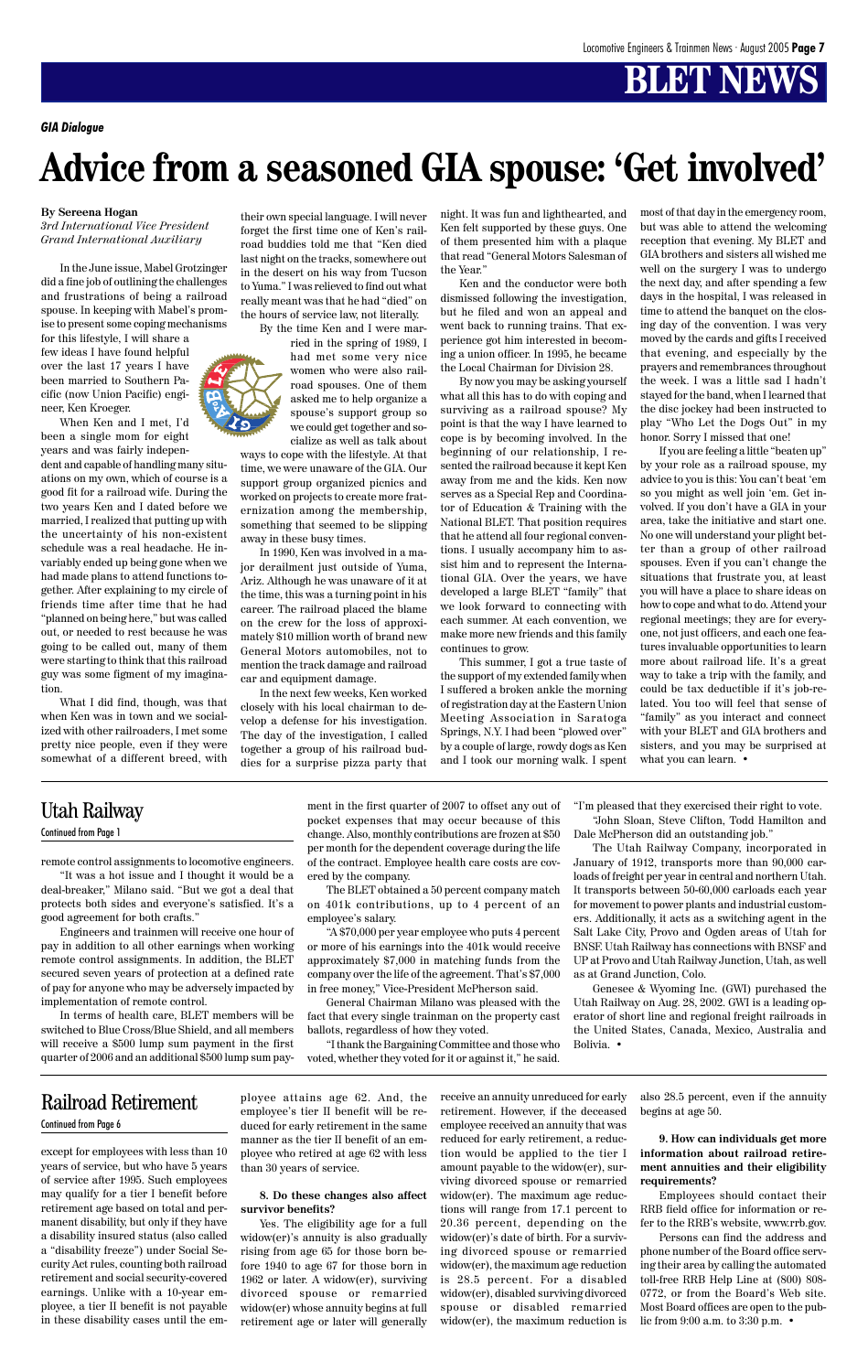# BLET NEWS

*GIA Dialogue*

# Advice from a seasoned GIA spouse: 'Get involved'

**By Sereena Hogan**
*3rd International Vice President*
*Grand International Auxiliary*

In the June issue, Mabel Grotzinger did a fine job of outlining the challenges and frustrations of being a railroad spouse. In keeping with Mabel's promise to present some coping mechanisms for this lifestyle, I will share a few ideas I have found helpful over the last 17 years I have been married to Southern Pacific (now Union Pacific) engineer, Ken Kroeger.

When Ken and I met, I'd been a single mom for eight years and was fairly independent and capable of handling many situations on my own, which of course is a good fit for a railroad wife. During the two years Ken and I dated before we married, I realized that putting up with the uncertainty of his non-existent schedule was a real headache. He invariably ended up being gone when we had made plans to attend functions together. After explaining to my circle of friends time after time that he had "planned on being here," but was called out, or needed to rest because he was going to be called out, many of them were starting to think that this railroad guy was some figment of my imagination.

What I did find, though, was that when Ken was in town and we socialized with other railroaders, I met some pretty nice people, even if they were somewhat of a different breed, with their own special language. I will never forget the first time one of Ken's railroad buddies told me that "Ken died last night on the tracks, somewhere out in the desert on his way from Tucson to Yuma." I was relieved to find out what really meant was that he had "died" on the hours of service law, not literally.

By the time Ken and I were married in the spring of 1989, I had met some very nice women who were also railroad spouses. One of them asked me to help organize a spouse's support group so we could get together and socialize as well as talk about ways to cope with the lifestyle. At that time, we were unaware of the GIA. Our support group organized picnics and worked on projects to create more fraternization among the membership, something that seemed to be slipping away in these busy times.

In 1990, Ken was involved in a major derailment just outside of Yuma, Ariz. Although he was unaware of it at the time, this was a turning point in his career. The railroad placed the blame on the crew for the loss of approximately $10 million worth of brand new General Motors automobiles, not to mention the track damage and railroad car and equipment damage.

In the next few weeks, Ken worked closely with his local chairman to develop a defense for his investigation. The day of the investigation, I called together a group of his railroad buddies for a surprise pizza party that night. It was fun and lighthearted, and Ken felt supported by these guys. One of them presented him with a plaque that read "General Motors Salesman of the Year."

Ken and the conductor were both dismissed following the investigation, but he filed and won an appeal and went back to running trains. That experience got him interested in becoming a union officer. In 1995, he became the Local Chairman for Division 28.

By now you may be asking yourself what all this has to do with coping and surviving as a railroad spouse? My point is that the way I have learned to cope is by becoming involved. In the beginning of our relationship, I resented the railroad because it kept Ken away from me and the kids. Ken now serves as a Special Rep and Coordinator of Education & Training with the National BLET. That position requires that he attend all four regional conventions. I usually accompany him to assist him and to represent the International GIA. Over the years, we have developed a large BLET "family" that we look forward to connecting with each summer. At each convention, we make more new friends and this family continues to grow.

This summer, I got a true taste of the support of my extended family when I suffered a broken ankle the morning of registration day at the Eastern Union Meeting Association in Saratoga Springs, N.Y. I had been "plowed over" by a couple of large, rowdy dogs as Ken and I took our morning walk. I spent most of that day in the emergency room, but was able to attend the welcoming reception that evening. My BLET and GIA brothers and sisters all wished me well on the surgery I was to undergo the next day, and after spending a few days in the hospital, I was released in time to attend the banquet on the closing day of the convention. I was very moved by the cards and gifts I received that evening, and especially by the prayers and remembrances throughout the week. I was a little sad I hadn't stayed for the band, when I learned that the disc jockey had been instructed to play "Who Let the Dogs Out" in my honor. Sorry I missed that one!

If you are feeling a little "beaten up" by your role as a railroad spouse, my advice to you is this: You can't beat 'em so you might as well join 'em. Get involved. If you don't have a GIA in your area, take the initiative and start one. No one will understand your plight better than a group of other railroad spouses. Even if you can't change the situations that frustrate you, at least you will have a place to share ideas on how to cope and what to do. Attend your regional meetings; they are for everyone, not just officers, and each one features invaluable opportunities to learn more about railroad life. It's a great way to take a trip with the family, and could be tax deductible if it's job-related. You too will feel that sense of "family" as you interact and connect with your BLET and GIA brothers and sisters, and you may be surprised at what you can learn. •

## Utah Railway

Continued from Page 1

remote control assignments to locomotive engineers.

"It was a hot issue and I thought it would be a deal-breaker," Milano said. "But we got a deal that protects both sides and everyone's satisfied. It's a good agreement for both crafts."

Engineers and trainmen will receive one hour of pay in addition to all other earnings when working remote control assignments. In addition, the BLET secured seven years of protection at a defined rate of pay for anyone who may be adversely impacted by implementation of remote control.

In terms of health care, BLET members will be switched to Blue Cross/Blue Shield, and all members will receive a $500 lump sum payment in the first quarter of 2006 and an additional $500 lump sum payment in the first quarter of 2007 to offset any out of pocket expenses that may occur because of this change. Also, monthly contributions are frozen at $50 per month for the dependent coverage during the life of the contract. Employee health care costs are covered by the company.

The BLET obtained a 50 percent company match on 401k contributions, up to 4 percent of an employee's salary.

"A $70,000 per year employee who puts 4 percent or more of his earnings into the 401k would receive approximately $7,000 in matching funds from the company over the life of the agreement. That's $7,000 in free money," Vice-President McPherson said.

General Chairman Milano was pleased with the fact that every single trainman on the property cast ballots, regardless of how they voted.

"I thank the Bargaining Committee and those who voted, whether they voted for it or against it," he said. "I'm pleased that they exercised their right to vote.

"John Sloan, Steve Clifton, Todd Hamilton and Dale McPherson did an outstanding job."

The Utah Railway Company, incorporated in January of 1912, transports more than 90,000 carloads of freight per year in central and northern Utah. It transports between 50-60,000 carloads each year for movement to power plants and industrial customers. Additionally, it acts as a switching agent in the Salt Lake City, Provo and Ogden areas of Utah for BNSF. Utah Railway has connections with BNSF and UP at Provo and Utah Railway Junction, Utah, as well as at Grand Junction, Colo.

Genesee & Wyoming Inc. (GWI) purchased the Utah Railway on Aug. 28, 2002. GWI is a leading operator of short line and regional freight railroads in the United States, Canada, Mexico, Australia and Bolivia. •

## Railroad Retirement

Continued from Page 6

except for employees with less than 10 years of service, but who have 5 years of service after 1995. Such employees may qualify for a tier I benefit before retirement age based on total and permanent disability, but only if they have a disability insured status (also called a "disability freeze") under Social Security Act rules, counting both railroad retirement and social security-covered earnings. Unlike with a 10-year employee, a tier II benefit is not payable in these disability cases until the employee attains age 62. And, the employee's tier II benefit will be reduced for early retirement in the same manner as the tier II benefit of an employee who retired at age 62 with less than 30 years of service.

**8. Do these changes also affect survivor benefits?**

Yes. The eligibility age for a full widow(er)'s annuity is also gradually rising from age 65 for those born before 1940 to age 67 for those born in 1962 or later. A widow(er), surviving divorced spouse or remarried widow(er) whose annuity begins at full retirement age or later will generally receive an annuity unreduced for early retirement. However, if the deceased employee received an annuity that was reduced for early retirement, a reduction would be applied to the tier I amount payable to the widow(er), surviving divorced spouse or remarried widow(er). The maximum age reductions will range from 17.1 percent to 20.36 percent, depending on the widow(er)'s date of birth. For a surviving divorced spouse or remarried widow(er), the maximum age reduction is 28.5 percent. For a disabled widow(er), disabled surviving divorced spouse or disabled remarried widow(er), the maximum reduction is also 28.5 percent, even if the annuity begins at age 50.

**9. How can individuals get more information about railroad retirement annuities and their eligibility requirements?**

Employees should contact their RRB field office for information or refer to the RRB's website, www.rrb.gov.

Persons can find the address and phone number of the Board office serving their area by calling the automated toll-free RRB Help Line at (800) 808-0772, or from the Board's Web site. Most Board offices are open to the public from 9:00 a.m. to 3:30 p.m. •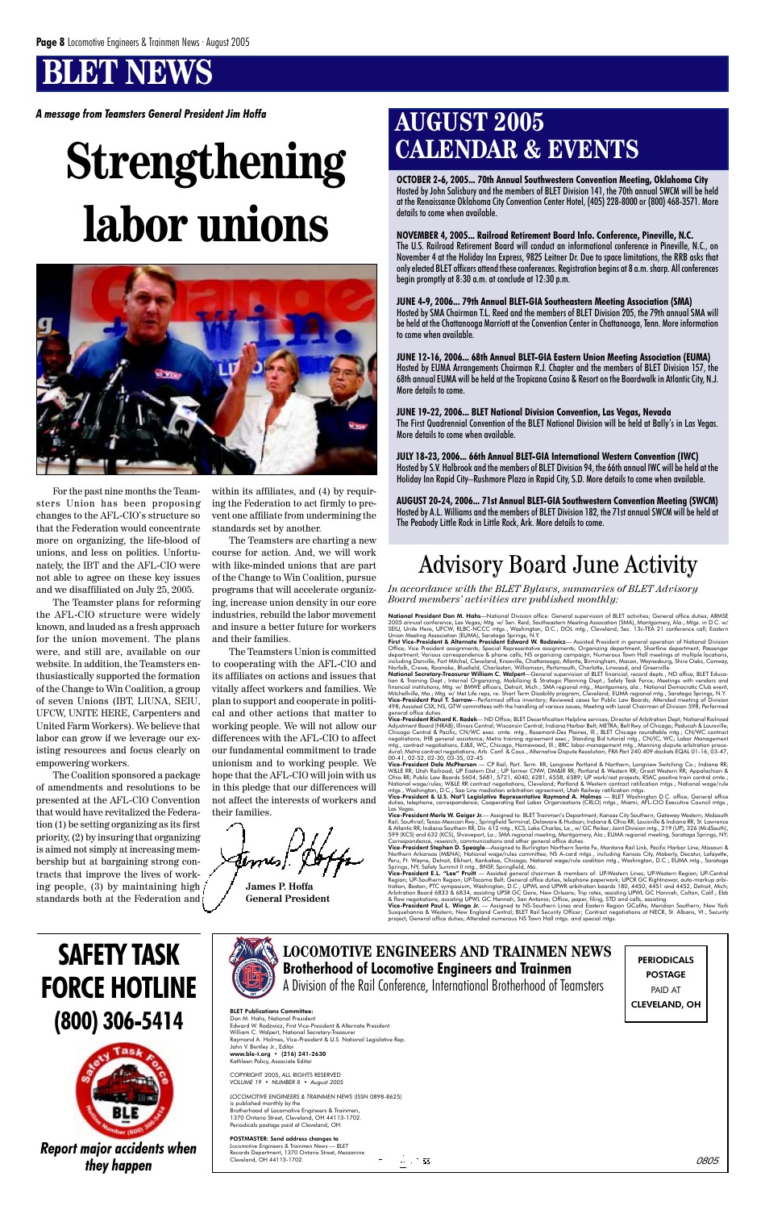# BLET NEWS

*A message from Teamsters General President Jim Hoffa*

# Strengthening labor unions

For the past nine months the Teamsters Union has been proposing changes to the AFL-CIO's structure so that the Federation would concentrate more on organizing, the life-blood of unions, and less on politics. Unfortunately, the IBT and the AFL-CIO were not able to agree on these key issues and we disaffiliated on July 25, 2005.

The Teamster plans for reforming the AFL-CIO structure were widely known, and lauded as a fresh approach for the union movement. The plans were, and still are, available on our website. In addition, the Teamsters enthusiastically supported the formation of the Change to Win Coalition, a group of seven Unions (IBT, LIUNA, SEIU, UFCW, UNITE HERE, Carpenters and United Farm Workers). We believe that labor can grow if we leverage our existing resources and focus clearly on empowering workers.

The Coalition sponsored a package of amendments and resolutions to be presented at the AFL-CIO Convention that would have revitalized the Federation (1) be setting organizing as its first priority, (2) by insuring that organizing is aimed not simply at increasing membership but at bargaining strong contracts that improve the lives of working people, (3) by maintaining high standards both at the Federation and within its affiliates, and (4) by requiring the Federation to act firmly to prevent one affiliate from undermining the standards set by another.

The Teamsters are charting a new course for action. And, we will work with like-minded unions that are part of the Change to Win Coalition, pursue programs that will accelerate organizing, increase union density in our core industries, rebuild the labor movement and insure a better future for workers and their families.

The Teamsters Union is committed to cooperating with the AFL-CIO and its affiliates on actions and issues that vitally affect workers and families. We plan to support and cooperate in political and other actions that matter to working people. We will not allow our differences with the AFL-CIO to affect our fundamental commitment to trade unionism and to working people. We hope that the AFL-CIO will join with us in this pledge that our differences will not affect the interests of workers and their families.

**James P. Hoffa**
**General President**

# AUGUST 2005 CALENDAR & EVENTS

**OCTOBER 2-6, 2005... 70th Annual Southwestern Convention Meeting, Oklahoma City**
Hosted by John Salisbury and the members of BLET Division 141, the 70th annual SWCM will be held at the Renaissance Oklahoma City Convention Center Hotel, (405) 228-8000 or (800) 468-3571. More details to come when available.

**NOVEMBER 4, 2005... Railroad Retirement Board Info. Conference, Pineville, N.C.**
The U.S. Railroad Retirement Board will conduct an informational conference in Pineville, N.C., on November 4 at the Holiday Inn Express, 9825 Leitner Dr. Due to space limitations, the RRB asks that only elected BLET officers attend these conferences. Registration begins at 8 a.m. sharp. All conferences begin promptly at 8:30 a.m. at conclude at 12:30 p.m.

**JUNE 4-9, 2006... 79th Annual BLET-GIA Southeastern Meeting Association (SMA)**
Hosted by SMA Chairman T.L. Reed and the members of BLET Division 205, the 79th annual SMA will be held at the Chattanooga Marriott at the Convention Center in Chattanooga, Tenn. More information to come when available.

**JUNE 12-16, 2006... 68th Annual BLET-GIA Eastern Union Meeting Association (EUMA)**
Hosted by EUMA Arrangements Chairman R.J. Chapter and the members of BLET Division 157, the 68th annual EUMA will be held at the Tropicana Casino & Resort on the Boardwalk in Atlantic City, N.J. More details to come.

**JUNE 19-22, 2006... BLET National Division Convention, Las Vegas, Nevada**
The First Quadrennial Convention of the BLET National Division will be held at Bally's in Las Vegas. More details to come when available.

**JULY 18-23, 2006... 66th Annual BLET-GIA International Western Convention (IWC)**
Hosted by S.V. Halbrook and the members of BLET Division 94, the 66th annual IWC will be held at the Holiday Inn Rapid City–Rushmore Plaza in Rapid City, S.D. More details to come when available.

**AUGUST 20-24, 2006... 71st Annual BLET-GIA Southwestern Convention Meeting (SWCM)**
Hosted by A.L. Williams and the members of BLET Division 182, the 71st annual SWCM will be held at The Peabody Little Rock in Little Rock, Ark. More details to come.

# Advisory Board June Activity

*In accordance with the BLET Bylaws, summaries of BLET Advisory Board members' activities are published monthly:*

**National President Don M. Hahs**—National Division office: General supervision of BLET activities; General office duties; ARMSE 2005 annual conference, Las Vegas; Mtg. w/ Sen. Reid; Southeastern Meeting Association (SMA), Montgomery, Ala.; Mtgs. in D.C. w/ SEIU, Unite Here, UFCW; RLBC-NCCC mtgs., Washington, D.C.; DOL mtg., Cleveland; Sec. 13c-TEA 21 conference call; Eastern Union Meeting Association (EUMA), Saratoga Springs, N.Y.

**First Vice-President & Alternate President Edward W. Rodzwicz**— Assisted President in general operation of National Division Office; Vice President assignments; Special Representative assignments; Organizing department; Shortline department; Passenger department; Various correspondence & phone calls; NS organizing campaign; Numerous Town Hall meetings at multiple locations, including Danville, Fort Mitchel, Cleveland, Knoxville, Chattanooga, Atlanta, Birmingham, Macon, Waynesburg, Shire Oaks, Conway, Norfolk, Crewe, Roanoke, Bluefield, Charleston, Williamson, Portsmouth, Charlotte, Linwood, and Greenville.

**National Secretary-Treasurer William C. Walpert**—General supervision of BLET financial, record depts.; ND office; BLET Education & Training Dept.; Internal Organizing, Mobilizing & Strategic Planning Dept.; Safety Task Force; Meetings with vendors and financial institutions; Mtg. w/ BMWE officers, Detroit, Mich.; SMA regional mtg., Montgomery, ala.; National Democratic Club event, Mitchellville, Md.; Mtg. w/ Mat Life reps, re: Short Term Disability program, Cleveland; EUMA regional mtg., Saratoga Springs, N.Y.

**Vice-President Paul T. Sorrow**—Performed office inventory; Reviewed cases for Public Law Boards; Attended meeting of Division 498; Assisted CSX, NS, GTW committees with the handling of various issues; Meeting with Local Chairman of Division 598; Performed general office duties.

**Vice-President Richard K. Radek**— ND Office; BLET Decertification Helpline services; Director of Arbitration Dept; National Railroad Adjustment Board (NRAB); Illinois Central; Wisconsin Central; Indiana Harbor Belt; METRA; Belt Rwy of Chicago; Paducah & Louisville; Chicago Central & Pacific; CN/WC exec. cmte. mtg., Rosemont-Des Plaines, Ill.; BLET Chicago roundtable mtg.; CN/WC contract negotiations; IHB general assistance; Metra training agreement exec.; Standing Bid tutorial mtg., CN/IC, WC; Labor Management mtg., contract negotiations, EJ&E, WC, Chicago, Homewood, Ill.; BRC labor-management mtg., Manning dispute arbitration procedural; Metra contract negotiations; Arb. Conf. & Cous., Alternative Dispute Resolution; FRA Part 240 409 dockets EQAL 01-16, 03-47, 00-41, 02-52, 02-30, 03-35, 02-45.

**Vice-President Dale McPherson** — CP Rail; Port. Term. RR; Longview Portland & Northern; Longview Switching Co.; Indiana RR; W&LE RR; Utah Railroad; UP Eastern Dist.; UP former CNW; DM&IR RR; Portland & Western RR; Great Western RR; Appalachian & Ohio RR; Public Law Boards 5604, 5681, 5721, 6040, 6281, 6558, 6589; UP work/rest projects; RSAC positive train control cmte.; National wage/rules; W&LE RR contract negotiations, Cleveland; Portland & Western contract ratification mtgs.; National wage/rule mtgs., Washington, D.C.; Soo Line mediation arbitration agreement, Utah Railway ratification mtgs.

**Vice-President & U.S. Nat'l Legislative Representative Raymond A. Holmes** — BLET Washington D.C. office; General office duties, telephone, correspondence; Cooperating Rail Labor Organizations (CRLO) mtgs., Miami; AFL-CIO Executive Council mtgs., Las Vegas.

**Vice-President Merle W. Geiger Jr.**— Assigned to: BLET Trainmen's Department; Kansas City Southern; Gateway Western; Midsouth Rail; Southrail; Texas-Mexican Rwy.; Springfield Terminal; Delaware & Hudson; Indiana & Ohio RR; Louisville & Indiana RR; St. Lawrence & Atlantic RR; Indiana Southern RR; Div 612 mtg., KCS, Lake Charles, La., w/ GC Parker; Joint Division mtg., 219 (UP), 326 (MidSouth), 599 (KCS) and 632 (KCS), Shreveport, La.; SMA regional meeting, Montgomery, Ala.; EUMA regional meeting, Saratoga Springs, NY; Correspondence, research, communications and other general office duties.

**Vice-President Stephen D. Speagle**—Assigned to Burlington Northern Santa Fe, Montana Rail Link, Pacific Harbor Line; Missouri & Northern Arkansas (M&NA); National wage/rules committee; NS A-card mtgs., including Kansas City, Moberly, Decatur, Lafayette, Peru, Ft. Wayne, Detroit, Elkhart, Kankakee, Chicago; National wage/rule coalition mtg., Washington, D.C.; EUMA mtg., Saratoga Springs, NY; Safety Summit II mtg., BNSF, Springfield, Mo.

**Vice-President E.L. "Lee" Pruitt** — Assisted general chairmen & members of: UP-Western Lines; UP-Western Region; UP-Central Region; UP-Southern Region; UP-Tacoma Belt; General office duties, telephone paperwork; UPCR GC Rightnowar; auto-markup arbitration, Boston; PTC symposium, Washington, D.C.; UPWL and UPWR arbitration boards 180, 4450, 4451 and 4452, Detroit, Mich; Arbitration Board 6833 & 6834, assisting UPSR GC Gore, New Orleans; Trip rates, assisting UPWL GC Hannah, Colton, Calif.; Ebb & flow negotiations, assisting UPWL GC Hannah, San Antonio, Office, paper, filing, STD and calls, assisting.

**Vice-President Paul L. Wingo Jr.** — Assigned to NS-Southern Lines and Eastern Region GCofAs; Meridian Southern; New York Susquehanna & Western; New England Central; BLET Rail Security Officer; Contract negotiations at NECR, St. Albans, Vt.; Security project; General office duties; Attended numerous NS Town Hall mtgs. and special mtgs.

## SAFETY TASK FORCE HOTLINE (800) 306-5414

***Report major accidents when they happen***

## LOCOMOTIVE ENGINEERS AND TRAINMEN NEWS
**Brotherhood of Locomotive Engineers and Trainmen**
A Division of the Rail Conference, International Brotherhood of Teamsters

**BLET Publications Committee:**
Don M. Hahs, National President
Edward W. Rodzwicz, First Vice-President & Alternate President
William C. Walpert, National Secretary-Treasurer
Raymond A. Holmes, Vice-President & U.S. National Legislative Rep.
John V. Bentley Jr., Editor
**www.ble-t.org • (216) 241-2630**
Kathleen Policy, Associate Editor

COPYRIGHT 2005, ALL RIGHTS RESERVED
*VOLUME 19 • NUMBER 8 • August 2005*

*LOCOMOTIVE ENGINEERS & TRAINMEN NEWS* (ISSN 0898-8625) is published monthly by the Brotherhood of Locomotive Engineers & Trainmen, 1370 Ontario Street, Cleveland, OH 44113-1702. Periodicals postage paid at Cleveland, OH.

**POSTMASTER: Send address changes to** *Locomotive Engineers & Trainmen News — BLET* Records Department, 1370 Ontario Street, Mezzanine Cleveland, OH 44113-1702.

**PERIODICALS POSTAGE PAID AT CLEVELAND, OH**

*0805*